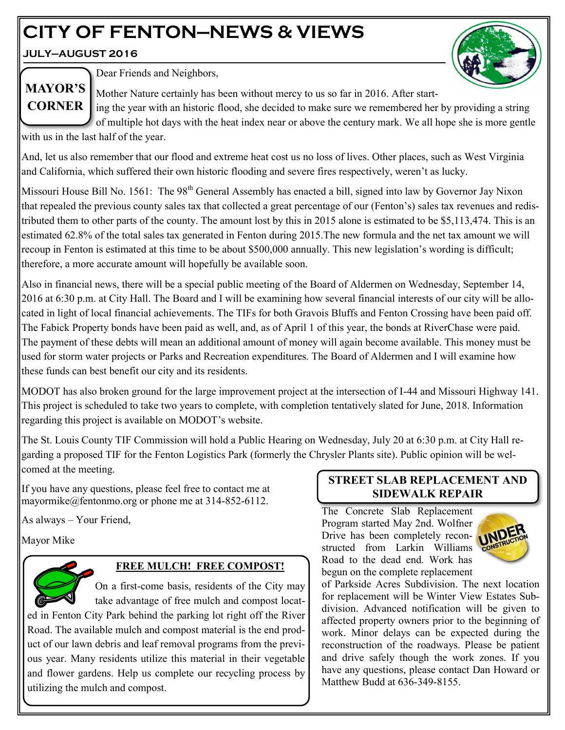# CITY OF FENTON—NEWS & VIEWS

**JULY—AUGUST 2016**

## MAYOR'S CORNER

Dear Friends and Neighbors,

Mother Nature certainly has been without mercy to us so far in 2016. After starting the year with an historic flood, she decided to make sure we remembered her by providing a string of multiple hot days with the heat index near or above the century mark. We all hope she is more gentle with us in the last half of the year.

And, let us also remember that our flood and extreme heat cost us no loss of lives. Other places, such as West Virginia and California, which suffered their own historic flooding and severe fires respectively, weren't as lucky.

Missouri House Bill No. 1561: The 98th General Assembly has enacted a bill, signed into law by Governor Jay Nixon that repealed the previous county sales tax that collected a great percentage of our (Fenton's) sales tax revenues and redistributed them to other parts of the county. The amount lost by this in 2015 alone is estimated to be $5,113,474. This is an estimated 62.8% of the total sales tax generated in Fenton during 2015.The new formula and the net tax amount we will recoup in Fenton is estimated at this time to be about $500,000 annually. This new legislation's wording is difficult; therefore, a more accurate amount will hopefully be available soon.

Also in financial news, there will be a special public meeting of the Board of Aldermen on Wednesday, September 14, 2016 at 6:30 p.m. at City Hall. The Board and I will be examining how several financial interests of our city will be allocated in light of local financial achievements. The TIFs for both Gravois Bluffs and Fenton Crossing have been paid off. The Fabick Property bonds have been paid as well, and, as of April 1 of this year, the bonds at RiverChase were paid. The payment of these debts will mean an additional amount of money will again become available. This money must be used for storm water projects or Parks and Recreation expenditures. The Board of Aldermen and I will examine how these funds can best benefit our city and its residents.

MODOT has also broken ground for the large improvement project at the intersection of I-44 and Missouri Highway 141. This project is scheduled to take two years to complete, with completion tentatively slated for June, 2018. Information regarding this project is available on MODOT's website.

The St. Louis County TIF Commission will hold a Public Hearing on Wednesday, July 20 at 6:30 p.m. at City Hall regarding a proposed TIF for the Fenton Logistics Park (formerly the Chrysler Plants site). Public opinion will be welcomed at the meeting.

If you have any questions, please feel free to contact me at mayormike@fentonmo.org or phone me at 314-852-6112.

As always – Your Friend,

Mayor Mike

## FREE MULCH! FREE COMPOST!

On a first-come basis, residents of the City may take advantage of free mulch and compost located in Fenton City Park behind the parking lot right off the River Road. The available mulch and compost material is the end product of our lawn debris and leaf removal programs from the previous year. Many residents utilize this material in their vegetable and flower gardens. Help us complete our recycling process by utilizing the mulch and compost.

## STREET SLAB REPLACEMENT AND SIDEWALK REPAIR

The Concrete Slab Replacement Program started May 2nd. Wolfner Drive has been completely reconstructed from Larkin Williams Road to the dead end. Work has begun on the complete replacement of Parkside Acres Subdivision. The next location for replacement will be Winter View Estates Subdivision. Advanced notification will be given to affected property owners prior to the beginning of work. Minor delays can be expected during the reconstruction of the roadways. Please be patient and drive safely though the work zones. If you have any questions, please contact Dan Howard or Matthew Budd at 636-349-8155.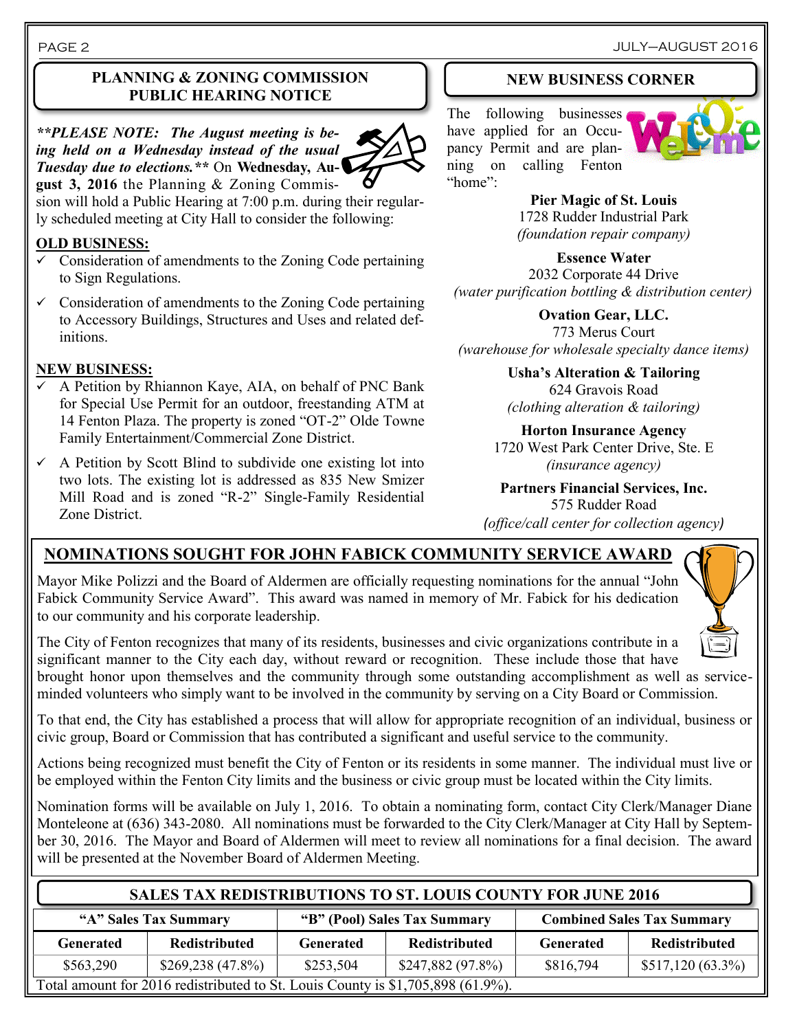## PLANNING & ZONING COMMISSION PUBLIC HEARING NOTICE

***\*\*PLEASE NOTE: The August meeting is being held on a Wednesday instead of the usual Tuesday due to elections.\*\**** On **Wednesday, August 3, 2016** the Planning & Zoning Commission will hold a Public Hearing at 7:00 p.m. during their regularly scheduled meeting at City Hall to consider the following:

**OLD BUSINESS:**

- ✓ Consideration of amendments to the Zoning Code pertaining to Sign Regulations.
- ✓ Consideration of amendments to the Zoning Code pertaining to Accessory Buildings, Structures and Uses and related definitions.

**NEW BUSINESS:**

- ✓ A Petition by Rhiannon Kaye, AIA, on behalf of PNC Bank for Special Use Permit for an outdoor, freestanding ATM at 14 Fenton Plaza. The property is zoned "OT-2" Olde Towne Family Entertainment/Commercial Zone District.
- ✓ A Petition by Scott Blind to subdivide one existing lot into two lots. The existing lot is addressed as 835 New Smizer Mill Road and is zoned "R-2" Single-Family Residential Zone District.

## NEW BUSINESS CORNER

The following businesses have applied for an Occupancy Permit and are planning on calling Fenton "home":

**Pier Magic of St. Louis**
1728 Rudder Industrial Park
*(foundation repair company)*

**Essence Water**
2032 Corporate 44 Drive
*(water purification bottling & distribution center)*

**Ovation Gear, LLC.**
773 Merus Court
*(warehouse for wholesale specialty dance items)*

**Usha's Alteration & Tailoring**
624 Gravois Road
*(clothing alteration & tailoring)*

**Horton Insurance Agency**
1720 West Park Center Drive, Ste. E
*(insurance agency)*

**Partners Financial Services, Inc.**
575 Rudder Road
*(office/call center for collection agency)*

## NOMINATIONS SOUGHT FOR JOHN FABICK COMMUNITY SERVICE AWARD

Mayor Mike Polizzi and the Board of Aldermen are officially requesting nominations for the annual "John Fabick Community Service Award". This award was named in memory of Mr. Fabick for his dedication to our community and his corporate leadership.

The City of Fenton recognizes that many of its residents, businesses and civic organizations contribute in a significant manner to the City each day, without reward or recognition. These include those that have brought honor upon themselves and the community through some outstanding accomplishment as well as service-minded volunteers who simply want to be involved in the community by serving on a City Board or Commission.

To that end, the City has established a process that will allow for appropriate recognition of an individual, business or civic group, Board or Commission that has contributed a significant and useful service to the community.

Actions being recognized must benefit the City of Fenton or its residents in some manner. The individual must live or be employed within the Fenton City limits and the business or civic group must be located within the City limits.

Nomination forms will be available on July 1, 2016. To obtain a nominating form, contact City Clerk/Manager Diane Monteleone at (636) 343-2080. All nominations must be forwarded to the City Clerk/Manager at City Hall by September 30, 2016. The Mayor and Board of Aldermen will meet to review all nominations for a final decision. The award will be presented at the November Board of Aldermen Meeting.

## SALES TAX REDISTRIBUTIONS TO ST. LOUIS COUNTY FOR JUNE 2016

| "A" Sales Tax Summary | | "B" (Pool) Sales Tax Summary | | Combined Sales Tax Summary | |
|---|---|---|---|---|---|
| **Generated** | **Redistributed** | **Generated** | **Redistributed** | **Generated** | **Redistributed** |
| $563,290 | $269,238 (47.8%) | $253,504 | $247,882 (97.8%) | $816,794 | $517,120 (63.3%) |

Total amount for 2016 redistributed to St. Louis County is $1,705,898 (61.9%).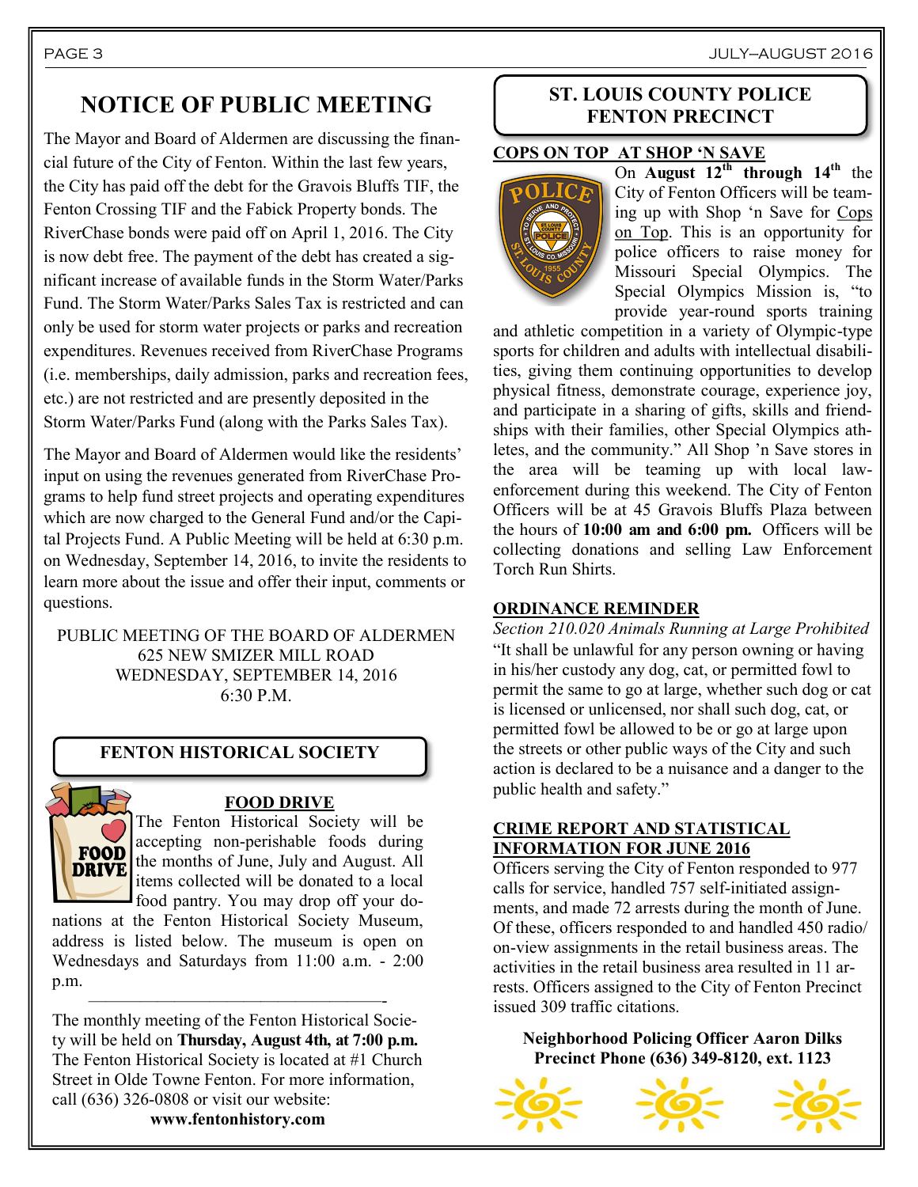# NOTICE OF PUBLIC MEETING

The Mayor and Board of Aldermen are discussing the financial future of the City of Fenton. Within the last few years, the City has paid off the debt for the Gravois Bluffs TIF, the Fenton Crossing TIF and the Fabick Property bonds. The RiverChase bonds were paid off on April 1, 2016. The City is now debt free. The payment of the debt has created a significant increase of available funds in the Storm Water/Parks Fund. The Storm Water/Parks Sales Tax is restricted and can only be used for storm water projects or parks and recreation expenditures. Revenues received from RiverChase Programs (i.e. memberships, daily admission, parks and recreation fees, etc.) are not restricted and are presently deposited in the Storm Water/Parks Fund (along with the Parks Sales Tax).

The Mayor and Board of Aldermen would like the residents' input on using the revenues generated from RiverChase Programs to help fund street projects and operating expenditures which are now charged to the General Fund and/or the Capital Projects Fund. A Public Meeting will be held at 6:30 p.m. on Wednesday, September 14, 2016, to invite the residents to learn more about the issue and offer their input, comments or questions.

PUBLIC MEETING OF THE BOARD OF ALDERMEN
625 NEW SMIZER MILL ROAD
WEDNESDAY, SEPTEMBER 14, 2016
6:30 P.M.

## FENTON HISTORICAL SOCIETY

### FOOD DRIVE

The Fenton Historical Society will be accepting non-perishable foods during the months of June, July and August. All items collected will be donated to a local food pantry. You may drop off your donations at the Fenton Historical Society Museum, address is listed below. The museum is open on Wednesdays and Saturdays from 11:00 a.m. - 2:00 p.m.

---

The monthly meeting of the Fenton Historical Society will be held on **Thursday, August 4th, at 7:00 p.m.** The Fenton Historical Society is located at #1 Church Street in Olde Towne Fenton. For more information, call (636) 326-0808 or visit our website:
**www.fentonhistory.com**

## ST. LOUIS COUNTY POLICE FENTON PRECINCT

### COPS ON TOP AT SHOP 'N SAVE

On **August 12th through 14th** the City of Fenton Officers will be teaming up with Shop 'n Save for Cops on Top. This is an opportunity for police officers to raise money for Missouri Special Olympics. The Special Olympics Mission is, "to provide year-round sports training and athletic competition in a variety of Olympic-type sports for children and adults with intellectual disabilities, giving them continuing opportunities to develop physical fitness, demonstrate courage, experience joy, and participate in a sharing of gifts, skills and friendships with their families, other Special Olympics athletes, and the community." All Shop 'n Save stores in the area will be teaming up with local law-enforcement during this weekend. The City of Fenton Officers will be at 45 Gravois Bluffs Plaza between the hours of **10:00 am and 6:00 pm.** Officers will be collecting donations and selling Law Enforcement Torch Run Shirts.

### ORDINANCE REMINDER

*Section 210.020 Animals Running at Large Prohibited*

"It shall be unlawful for any person owning or having in his/her custody any dog, cat, or permitted fowl to permit the same to go at large, whether such dog or cat is licensed or unlicensed, nor shall such dog, cat, or permitted fowl be allowed to be or go at large upon the streets or other public ways of the City and such action is declared to be a nuisance and a danger to the public health and safety."

### CRIME REPORT AND STATISTICAL INFORMATION FOR JUNE 2016

Officers serving the City of Fenton responded to 977 calls for service, handled 757 self-initiated assignments, and made 72 arrests during the month of June. Of these, officers responded to and handled 450 radio/on-view assignments in the retail business areas. The activities in the retail business area resulted in 11 arrests. Officers assigned to the City of Fenton Precinct issued 309 traffic citations.

**Neighborhood Policing Officer Aaron Dilks**
**Precinct Phone (636) 349-8120, ext. 1123**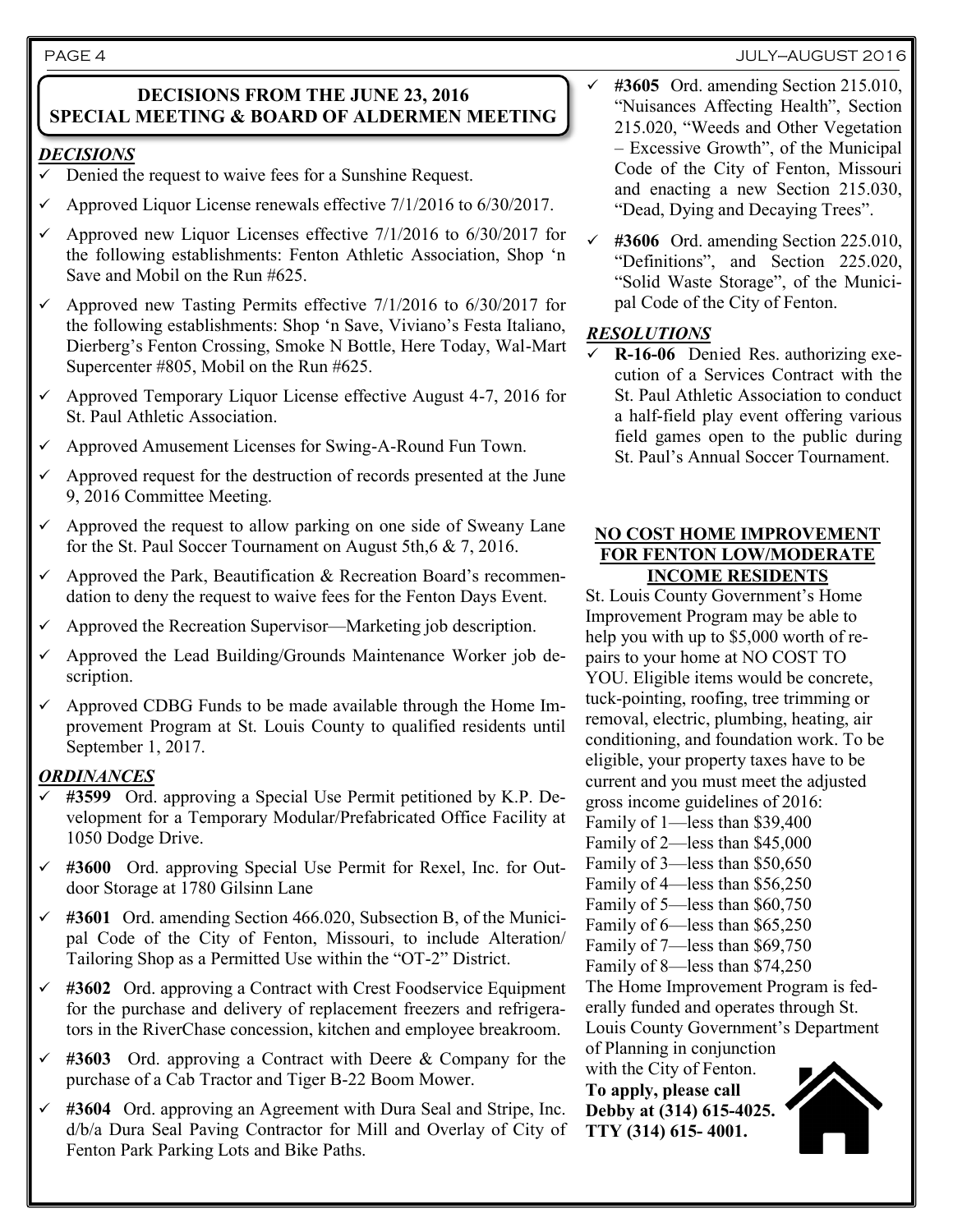## DECISIONS FROM THE JUNE 23, 2016 SPECIAL MEETING & BOARD OF ALDERMEN MEETING

### *DECISIONS*

- ✓ Denied the request to waive fees for a Sunshine Request.
- ✓ Approved Liquor License renewals effective 7/1/2016 to 6/30/2017.
- ✓ Approved new Liquor Licenses effective 7/1/2016 to 6/30/2017 for the following establishments: Fenton Athletic Association, Shop 'n Save and Mobil on the Run #625.
- ✓ Approved new Tasting Permits effective 7/1/2016 to 6/30/2017 for the following establishments: Shop 'n Save, Viviano's Festa Italiano, Dierberg's Fenton Crossing, Smoke N Bottle, Here Today, Wal-Mart Supercenter #805, Mobil on the Run #625.
- ✓ Approved Temporary Liquor License effective August 4-7, 2016 for St. Paul Athletic Association.
- ✓ Approved Amusement Licenses for Swing-A-Round Fun Town.
- ✓ Approved request for the destruction of records presented at the June 9, 2016 Committee Meeting.
- ✓ Approved the request to allow parking on one side of Sweany Lane for the St. Paul Soccer Tournament on August 5th,6 & 7, 2016.
- ✓ Approved the Park, Beautification & Recreation Board's recommendation to deny the request to waive fees for the Fenton Days Event.
- ✓ Approved the Recreation Supervisor—Marketing job description.
- ✓ Approved the Lead Building/Grounds Maintenance Worker job description.
- ✓ Approved CDBG Funds to be made available through the Home Improvement Program at St. Louis County to qualified residents until September 1, 2017.

### *ORDINANCES*

- ✓ **#3599** Ord. approving a Special Use Permit petitioned by K.P. Development for a Temporary Modular/Prefabricated Office Facility at 1050 Dodge Drive.
- ✓ **#3600** Ord. approving Special Use Permit for Rexel, Inc. for Outdoor Storage at 1780 Gilsinn Lane
- ✓ **#3601** Ord. amending Section 466.020, Subsection B, of the Municipal Code of the City of Fenton, Missouri, to include Alteration/Tailoring Shop as a Permitted Use within the "OT-2" District.
- ✓ **#3602** Ord. approving a Contract with Crest Foodservice Equipment for the purchase and delivery of replacement freezers and refrigerators in the RiverChase concession, kitchen and employee breakroom.
- ✓ **#3603** Ord. approving a Contract with Deere & Company for the purchase of a Cab Tractor and Tiger B-22 Boom Mower.
- ✓ **#3604** Ord. approving an Agreement with Dura Seal and Stripe, Inc. d/b/a Dura Seal Paving Contractor for Mill and Overlay of City of Fenton Park Parking Lots and Bike Paths.
- ✓ **#3605** Ord. amending Section 215.010, "Nuisances Affecting Health", Section 215.020, "Weeds and Other Vegetation – Excessive Growth", of the Municipal Code of the City of Fenton, Missouri and enacting a new Section 215.030, "Dead, Dying and Decaying Trees".
- ✓ **#3606** Ord. amending Section 225.010, "Definitions", and Section 225.020, "Solid Waste Storage", of the Municipal Code of the City of Fenton.

### *RESOLUTIONS*

- ✓ **R-16-06** Denied Res. authorizing execution of a Services Contract with the St. Paul Athletic Association to conduct a half-field play event offering various field games open to the public during St. Paul's Annual Soccer Tournament.

## NO COST HOME IMPROVEMENT FOR FENTON LOW/MODERATE INCOME RESIDENTS

St. Louis County Government's Home Improvement Program may be able to help you with up to $5,000 worth of repairs to your home at NO COST TO YOU. Eligible items would be concrete, tuck-pointing, roofing, tree trimming or removal, electric, plumbing, heating, air conditioning, and foundation work. To be eligible, your property taxes have to be current and you must meet the adjusted gross income guidelines of 2016:

Family of 1—less than $39,400
Family of 2—less than $45,000
Family of 3—less than $50,650
Family of 4—less than $56,250
Family of 5—less than $60,750
Family of 6—less than $65,250
Family of 7—less than $69,750
Family of 8—less than $74,250

The Home Improvement Program is federally funded and operates through St. Louis County Government's Department of Planning in conjunction with the City of Fenton.

**To apply, please call Debby at (314) 615-4025. TTY (314) 615- 4001.**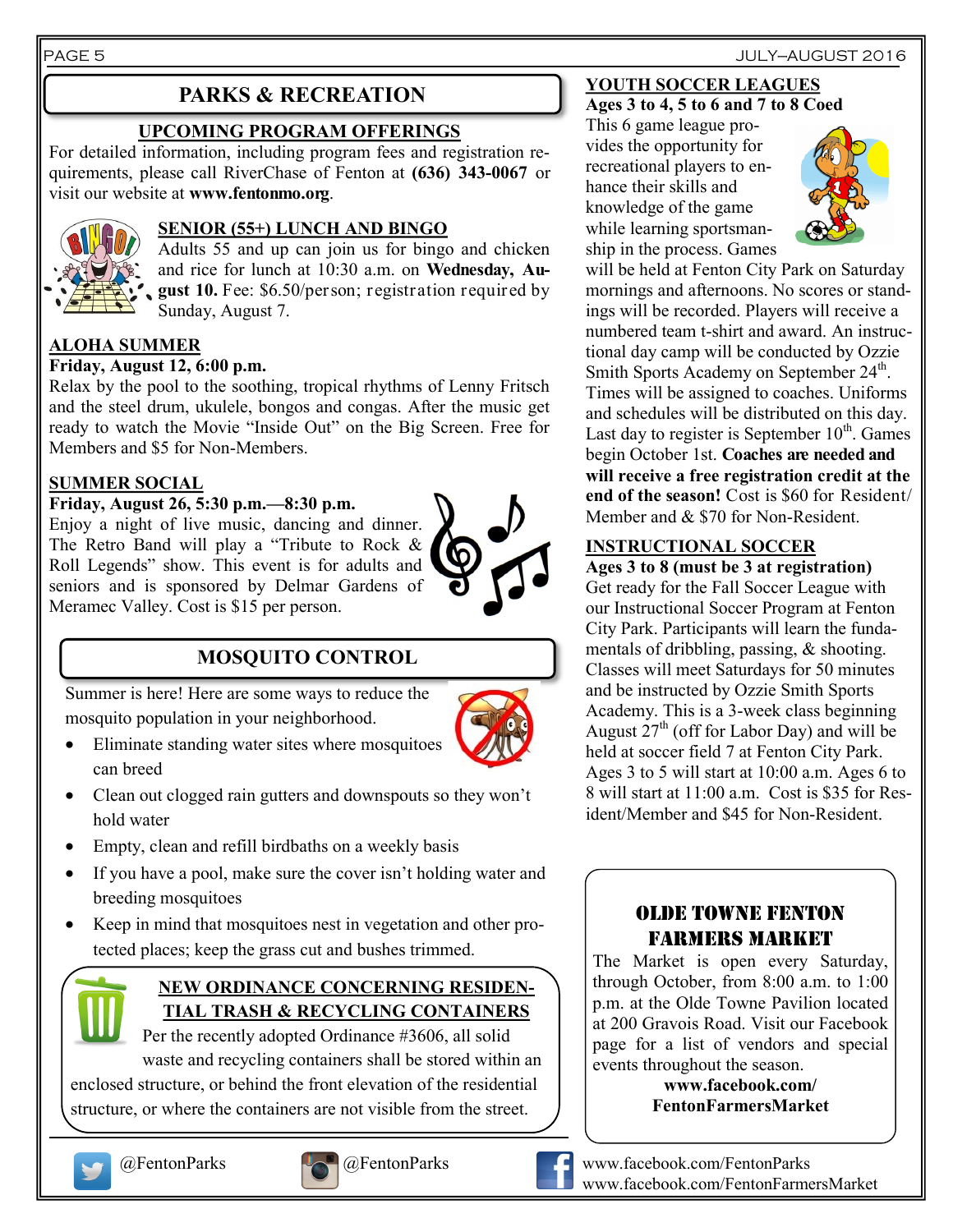# PARKS & RECREATION

## UPCOMING PROGRAM OFFERINGS

For detailed information, including program fees and registration requirements, please call RiverChase of Fenton at **(636) 343-0067** or visit our website at **www.fentonmo.org**.

### SENIOR (55+) LUNCH AND BINGO

Adults 55 and up can join us for bingo and chicken and rice for lunch at 10:30 a.m. on **Wednesday, August 10.** Fee: $6.50/person; registration required by Sunday, August 7.

### ALOHA SUMMER

**Friday, August 12, 6:00 p.m.**

Relax by the pool to the soothing, tropical rhythms of Lenny Fritsch and the steel drum, ukulele, bongos and congas. After the music get ready to watch the Movie "Inside Out" on the Big Screen. Free for Members and $5 for Non-Members.

### SUMMER SOCIAL

**Friday, August 26, 5:30 p.m.—8:30 p.m.**

Enjoy a night of live music, dancing and dinner. The Retro Band will play a "Tribute to Rock & Roll Legends" show. This event is for adults and seniors and is sponsored by Delmar Gardens of Meramec Valley. Cost is $15 per person.

## MOSQUITO CONTROL

Summer is here! Here are some ways to reduce the mosquito population in your neighborhood.

- Eliminate standing water sites where mosquitoes can breed
- Clean out clogged rain gutters and downspouts so they won't hold water
- Empty, clean and refill birdbaths on a weekly basis
- If you have a pool, make sure the cover isn't holding water and breeding mosquitoes
- Keep in mind that mosquitoes nest in vegetation and other protected places; keep the grass cut and bushes trimmed.

## NEW ORDINANCE CONCERNING RESIDENTIAL TRASH & RECYCLING CONTAINERS

Per the recently adopted Ordinance #3606, all solid waste and recycling containers shall be stored within an enclosed structure, or behind the front elevation of the residential structure, or where the containers are not visible from the street.

### YOUTH SOCCER LEAGUES

**Ages 3 to 4, 5 to 6 and 7 to 8 Coed**

This 6 game league provides the opportunity for recreational players to enhance their skills and knowledge of the game while learning sportsmanship in the process. Games will be held at Fenton City Park on Saturday mornings and afternoons. No scores or standings will be recorded. Players will receive a numbered team t-shirt and award. An instructional day camp will be conducted by Ozzie Smith Sports Academy on September 24th. Times will be assigned to coaches. Uniforms and schedules will be distributed on this day. Last day to register is September 10th. Games begin October 1st. **Coaches are needed and will receive a free registration credit at the end of the season!** Cost is $60 for Resident/ Member and & $70 for Non-Resident.

### INSTRUCTIONAL SOCCER

**Ages 3 to 8 (must be 3 at registration)**

Get ready for the Fall Soccer League with our Instructional Soccer Program at Fenton City Park. Participants will learn the fundamentals of dribbling, passing, & shooting. Classes will meet Saturdays for 50 minutes and be instructed by Ozzie Smith Sports Academy. This is a 3-week class beginning August 27th (off for Labor Day) and will be held at soccer field 7 at Fenton City Park. Ages 3 to 5 will start at 10:00 a.m. Ages 6 to 8 will start at 11:00 a.m. Cost is $35 for Resident/Member and $45 for Non-Resident.

## OLDE TOWNE FENTON FARMERS MARKET

The Market is open every Saturday, through October, from 8:00 a.m. to 1:00 p.m. at the Olde Towne Pavilion located at 200 Gravois Road. Visit our Facebook page for a list of vendors and special events throughout the season.

**www.facebook.com/ FentonFarmersMarket**

@FentonParks

@FentonParks

www.facebook.com/FentonParks
www.facebook.com/FentonFarmersMarket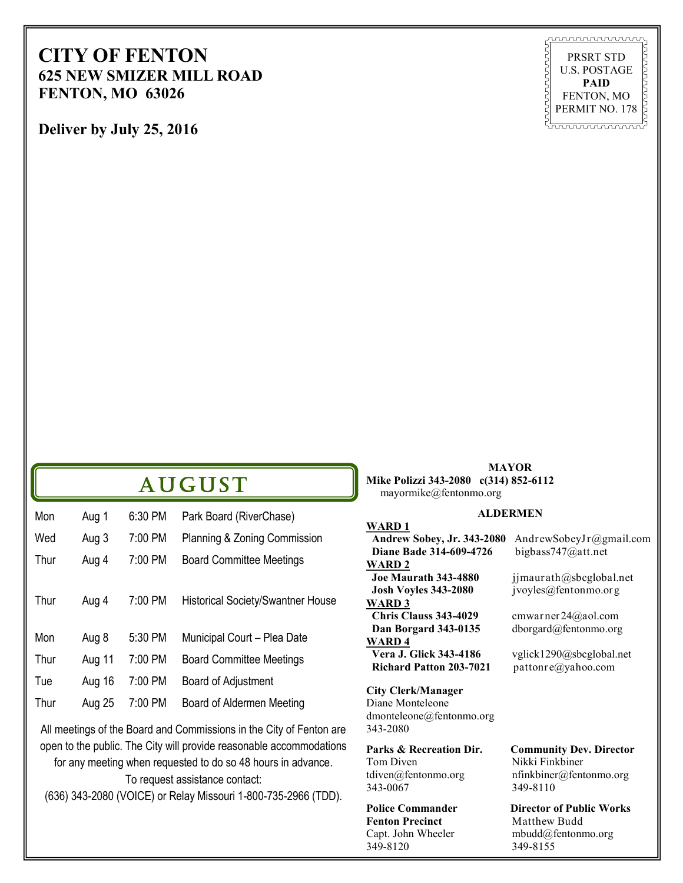# CITY OF FENTON

**625 NEW SMIZER MILL ROAD**
**FENTON, MO 63026**

**Deliver by July 25, 2016**

PRSRT STD
U.S. POSTAGE
**PAID**
FENTON, MO
PERMIT NO. 178

## AUGUST

| | | | |
|---|---|---|---|
| Mon | Aug 1 | 6:30 PM | Park Board (RiverChase) |
| Wed | Aug 3 | 7:00 PM | Planning & Zoning Commission |
| Thur | Aug 4 | 7:00 PM | Board Committee Meetings |
| Thur | Aug 4 | 7:00 PM | Historical Society/Swantner House |
| Mon | Aug 8 | 5:30 PM | Municipal Court – Plea Date |
| Thur | Aug 11 | 7:00 PM | Board Committee Meetings |
| Tue | Aug 16 | 7:00 PM | Board of Adjustment |
| Thur | Aug 25 | 7:00 PM | Board of Aldermen Meeting |

All meetings of the Board and Commissions in the City of Fenton are open to the public. The City will provide reasonable accommodations for any meeting when requested to do so 48 hours in advance. To request assistance contact:
(636) 343-2080 (VOICE) or Relay Missouri 1-800-735-2966 (TDD).

**MAYOR**
**Mike Polizzi 343-2080 c(314) 852-6112**
mayormike@fentonmo.org

**ALDERMEN**

**WARD 1**
**Andrew Sobey, Jr. 343-2080** AndrewSobeyJr@gmail.com
**Diane Bade 314-609-4726** bigbass747@att.net

**WARD 2**
**Joe Maurath 343-4880** jjmaurath@sbcglobal.net
**Josh Voyles 343-2080** jvoyles@fentonmo.org

**WARD 3**
**Chris Clauss 343-4029** cmwarner24@aol.com
**Dan Borgard 343-0135** dborgard@fentonmo.org

**WARD 4**
**Vera J. Glick 343-4186** vglick1290@sbcglobal.net
**Richard Patton 203-7021** pattonre@yahoo.com

**City Clerk/Manager**
Diane Monteleone
dmonteleone@fentonmo.org
343-2080

**Parks & Recreation Dir.**
Tom Diven
tdiven@fentonmo.org
343-0067

**Community Dev. Director**
Nikki Finkbiner
nfinkbiner@fentonmo.org
349-8110

**Police Commander**
**Fenton Precinct**
Capt. John Wheeler
349-8120

**Director of Public Works**
Matthew Budd
mbudd@fentonmo.org
349-8155